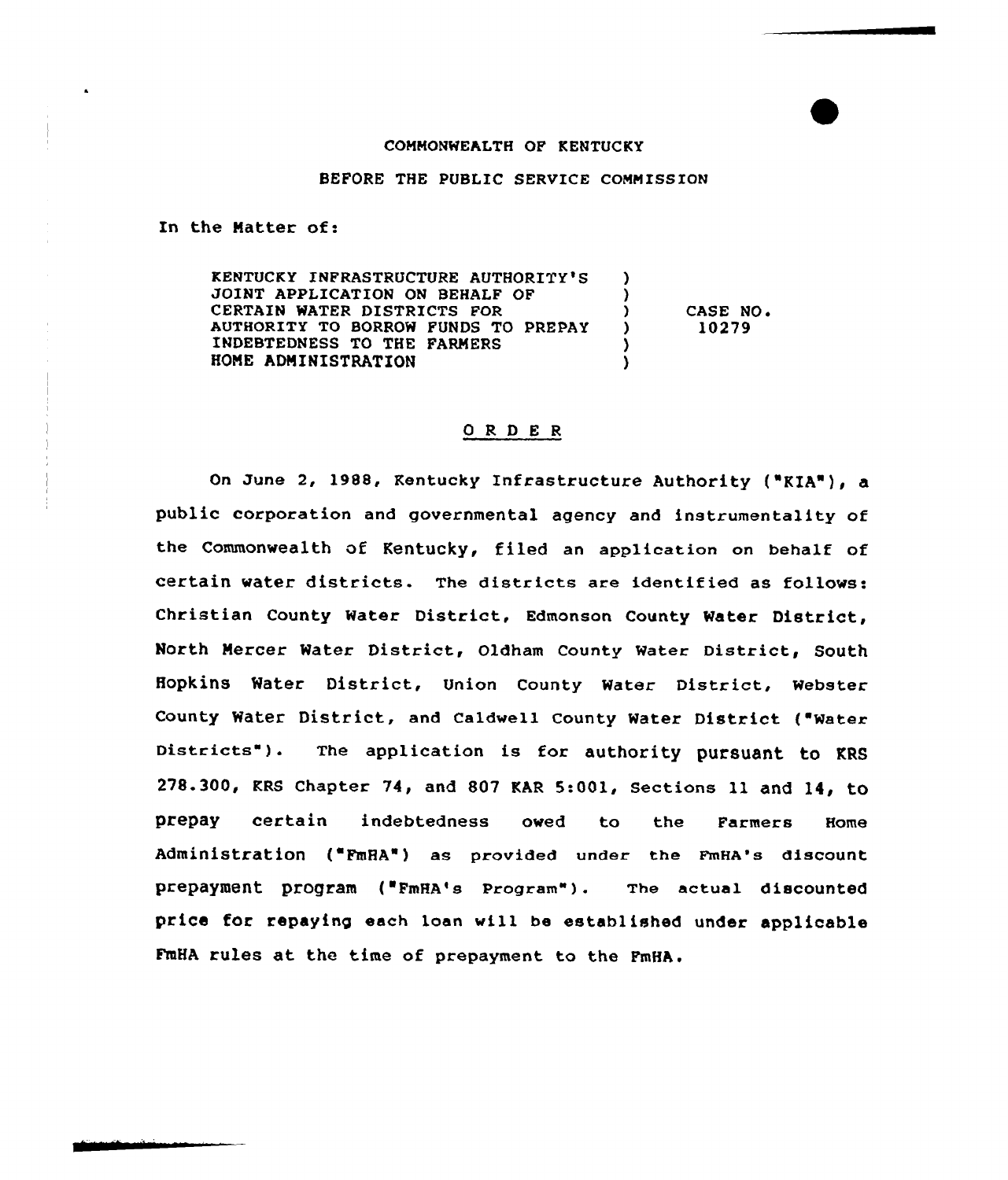COMMONWEALTH OF KENTUCKY

BEFORE THE PUBLIC SERVICE COMMISSION

In the Matter of:

| | | |
|---|---|---|
| KENTUCKY INFRASTRUCTURE AUTHORITY'S JOINT APPLICATION ON BEHALF OF CERTAIN WATER DISTRICTS FOR AUTHORITY TO BORROW FUNDS TO PREPAY INDEBTEDNESS TO THE FARMERS HOME ADMINISTRATION | ) | CASE NO. 10279 |

## O R D E R

On June 2, 1988, Kentucky Infrastructure Authority ("KIA"), a public corporation and governmental agency and instrumentality of the Commonwealth of Kentucky, filed an application on behalf of certain water districts. The districts are identified as follows: Christian County Water District, Edmonson County Water District, North Mercer Water District, Oldham County Water District, South Hopkins Water District, Union County Water District, Webster County Water District, and Caldwell County Water District ("Water Districts"). The application is for authority pursuant to KRS 278.300, KRS Chapter 74, and 807 KAR 5:001, Sections 11 and 14, to prepay certain indebtedness owed to the Farmers Home Administration ("FmHA") as provided under the FmHA's discount prepayment program ("FmHA's Program"). The actual discounted price for repaying each loan will be established under applicable FmHA rules at the time of prepayment to the FmHA.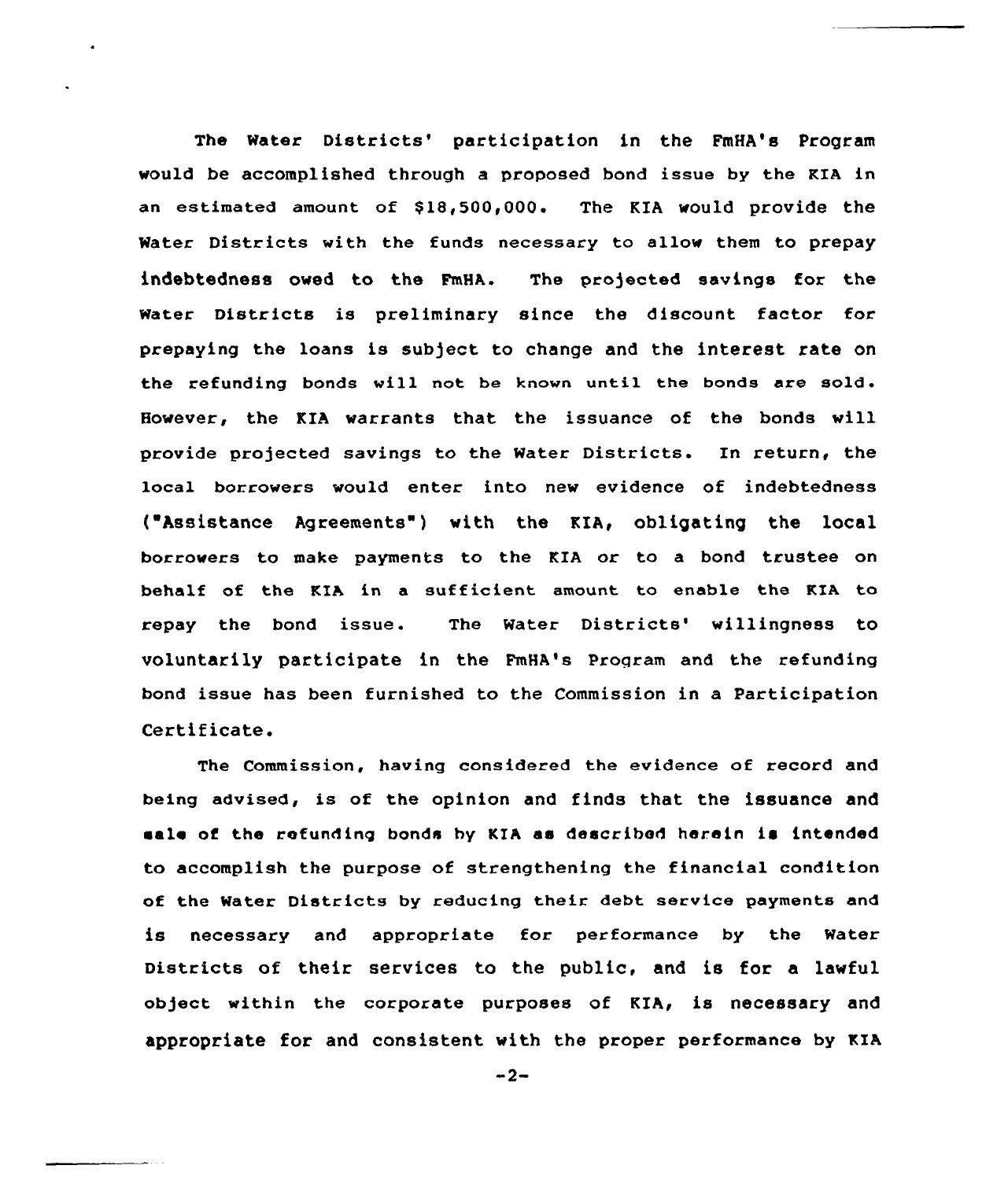The Water Districts' participation in the FmHA's Program would be accomplished through a proposed bond issue by the KIA in an estimated amount of $18,500,000. The KIA would provide the Water Districts with the funds necessary to allow them to prepay indebtedness owed to the FmHA. The projected savings for the Water Districts is preliminary since the discount factor for prepaying the loans is subject to change and the interest rate on the refunding bonds will not be known until the bonds are sold. However, the KIA warrants that the issuance of the bonds will provide projected savings to the Water Districts. In return, the local borrowers would enter into new evidence of indebtedness ("Assistance Agreements") with the KIA, obligating the local borrowers to make payments to the KIA or to a bond trustee on behalf of the KIA in a sufficient amount to enable the KIA to repay the bond issue. The Water Districts' willingness to voluntarily participate in the FmHA's Program and the refunding bond issue has been furnished to the Commission in a Participation Certificate.

The Commission, having considered the evidence of record and being advised, is of the opinion and finds that the issuance and sale of the refunding bonds by KIA as described herein is intended to accomplish the purpose of strengthening the financial condition of the Water Districts by reducing their debt service payments and is necessary and appropriate for performance by the Water Districts of their services to the public, and is for a lawful object within the corporate purposes of KIA, is necessary and appropriate for and consistent with the proper performance by KIA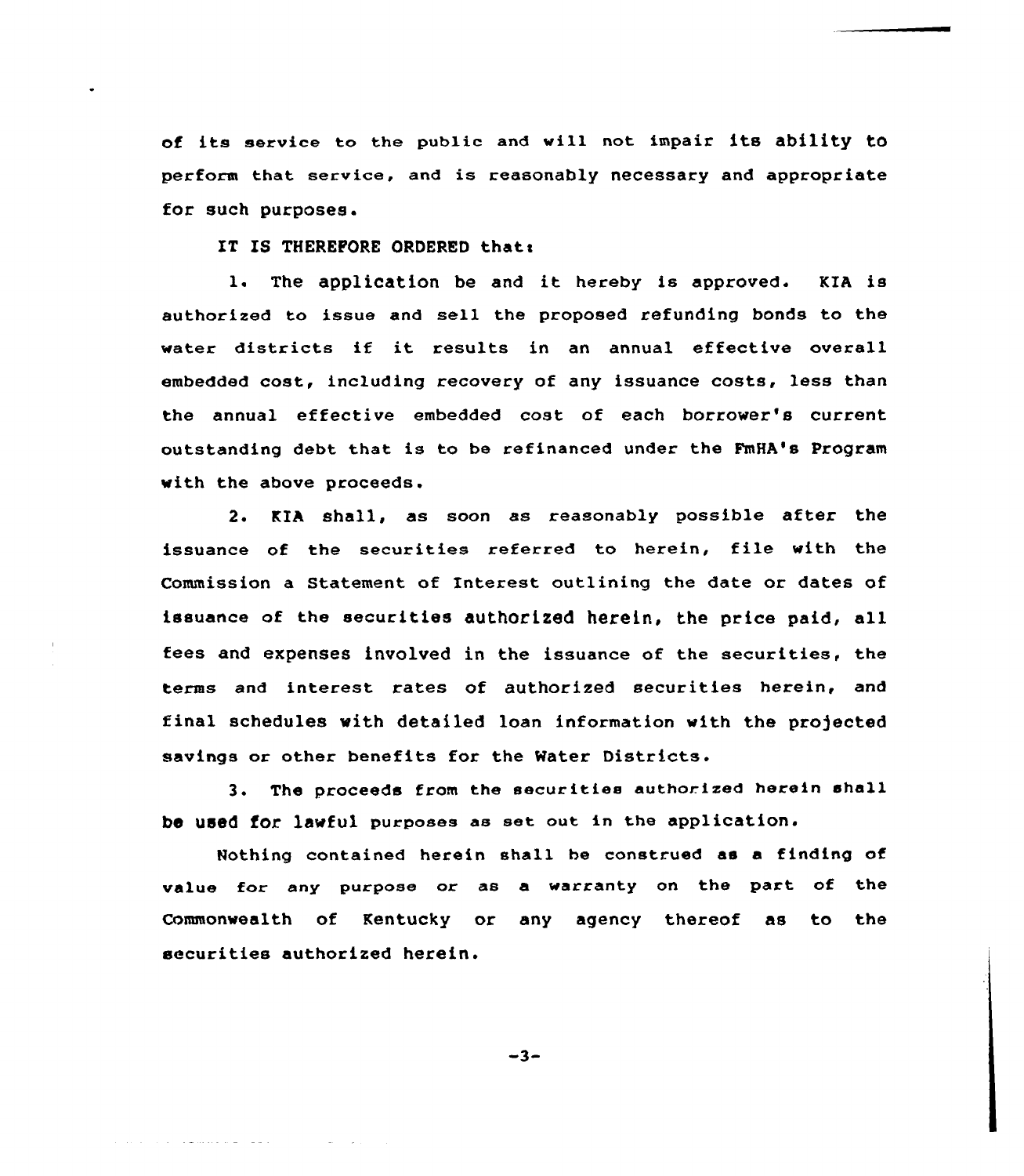of its service to the public and will not impair its ability to perform that service, and is reasonably necessary and appropriate for such purposes.

IT IS THEREFORE ORDERED that:

1. The application be and it hereby is approved. KIA is authorized to issue and sell the proposed refunding bonds to the water districts if it results in an annual effective overall embedded cost, including recovery of any issuance costs, less than the annual effective embedded cost of each borrower's current outstanding debt that is to be refinanced under the FmHA's Program with the above proceeds.

2. KIA shall, as soon as reasonably possible after the issuance of the securities referred to herein, file with the Commission a Statement of Interest outlining the date or dates of issuance of the securities authorized herein, the price paid, all fees and expenses involved in the issuance of the securities, the terms and interest rates of authorized securities herein, and final schedules with detailed loan information with the projected savings or other benefits for the Water Districts.

3. The proceeds from the securities authorized herein shall be used for lawful purposes as set out in the application.

Nothing contained herein shall be construed as a finding of value for any purpose or as a warranty on the part of the Commonwealth of Kentucky or any agency thereof as to the securities authorized herein.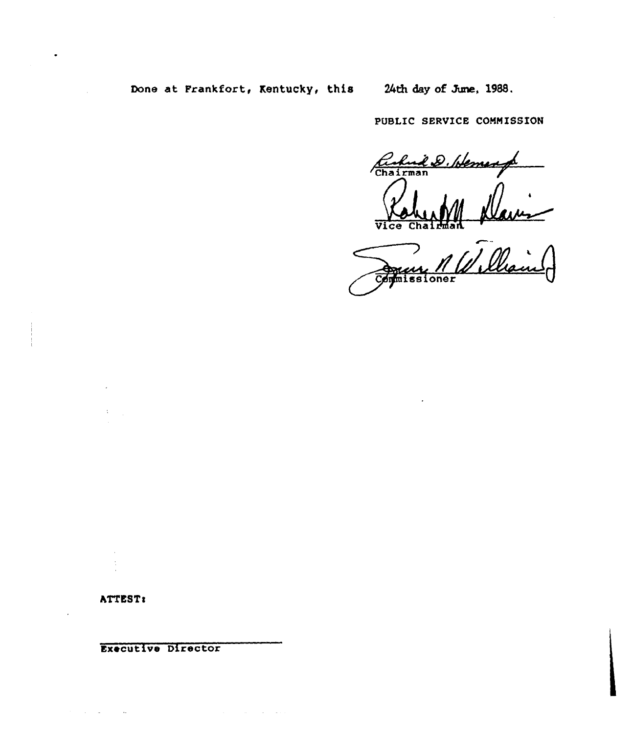Done at Frankfort, Kentucky, this 24th day of June, 1988.

PUBLIC SERVICE COMMISSION

Chairman

Vice Chairman

Commissioner

ATTEST:

Executive Director